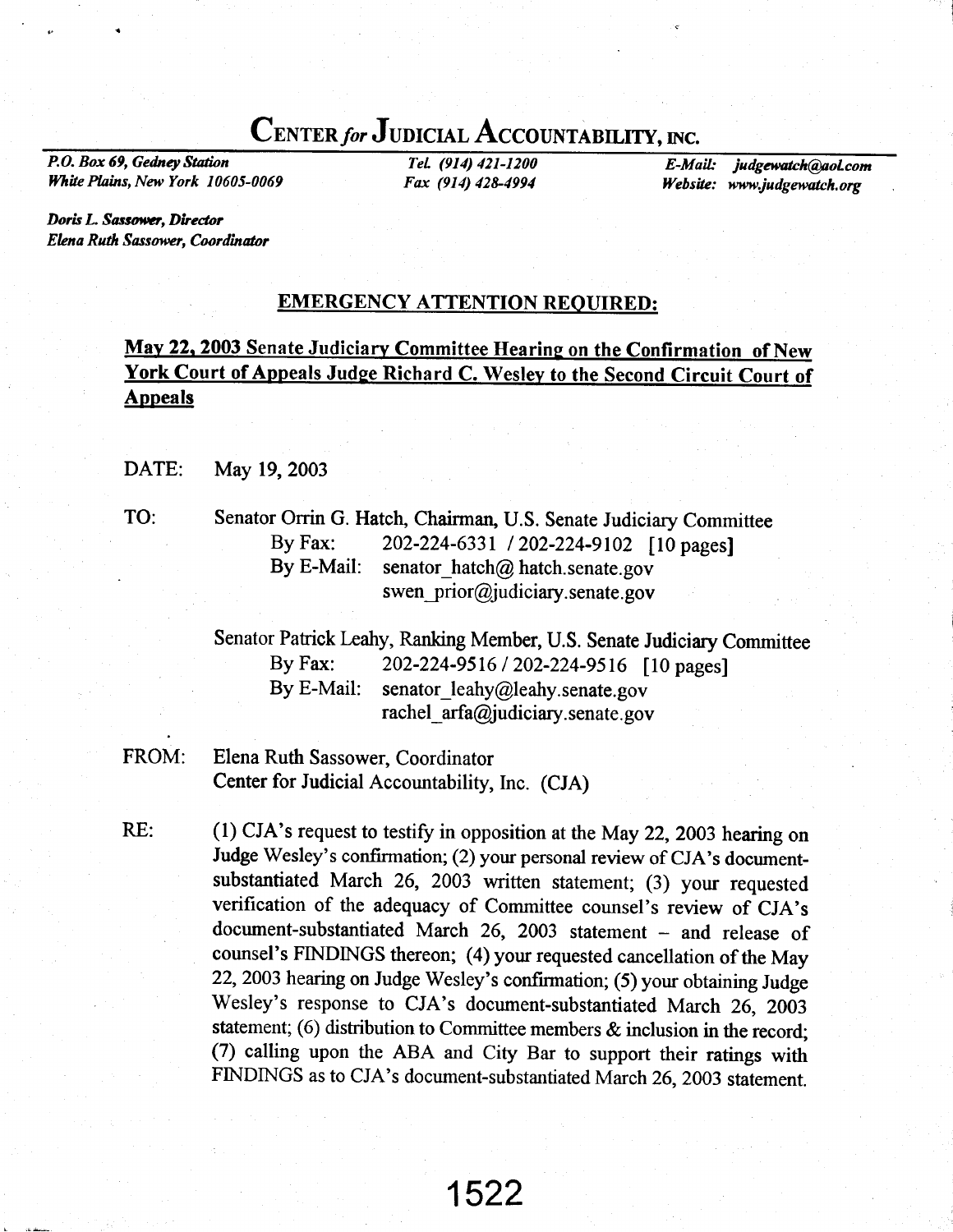# CENTER *for* JUDICIAL ACCOUNTABILITY, INC.

*P.O. Box 69, Gedney Station*
*White Plains, New York 10605-0069*

*Tel. (914) 421-1200*
*Fax (914) 428-4994*

*E-Mail: judgewatch@aol.com*
*Website: www.judgewatch.org*

*Doris L. Sassower, Director*
*Elena Ruth Sassower, Coordinator*

**EMERGENCY ATTENTION REQUIRED:**

**May 22, 2003 Senate Judiciary Committee Hearing on the Confirmation of New York Court of Appeals Judge Richard C. Wesley to the Second Circuit Court of Appeals**

DATE: May 19, 2003

TO: Senator Orrin G. Hatch, Chairman, U.S. Senate Judiciary Committee
By Fax: 202-224-6331 / 202-224-9102 [10 pages]
By E-Mail: senator_hatch@ hatch.senate.gov
swen_prior@judiciary.senate.gov

Senator Patrick Leahy, Ranking Member, U.S. Senate Judiciary Committee
By Fax: 202-224-9516 / 202-224-9516 [10 pages]
By E-Mail: senator_leahy@leahy.senate.gov
rachel_arfa@judiciary.senate.gov

FROM: Elena Ruth Sassower, Coordinator
Center for Judicial Accountability, Inc. (CJA)

RE: (1) CJA's request to testify in opposition at the May 22, 2003 hearing on Judge Wesley's confirmation; (2) your personal review of CJA's document-substantiated March 26, 2003 written statement; (3) your requested verification of the adequacy of Committee counsel's review of CJA's document-substantiated March 26, 2003 statement – and release of counsel's FINDINGS thereon; (4) your requested cancellation of the May 22, 2003 hearing on Judge Wesley's confirmation; (5) your obtaining Judge Wesley's response to CJA's document-substantiated March 26, 2003 statement; (6) distribution to Committee members & inclusion in the record; (7) calling upon the ABA and City Bar to support their ratings with FINDINGS as to CJA's document-substantiated March 26, 2003 statement.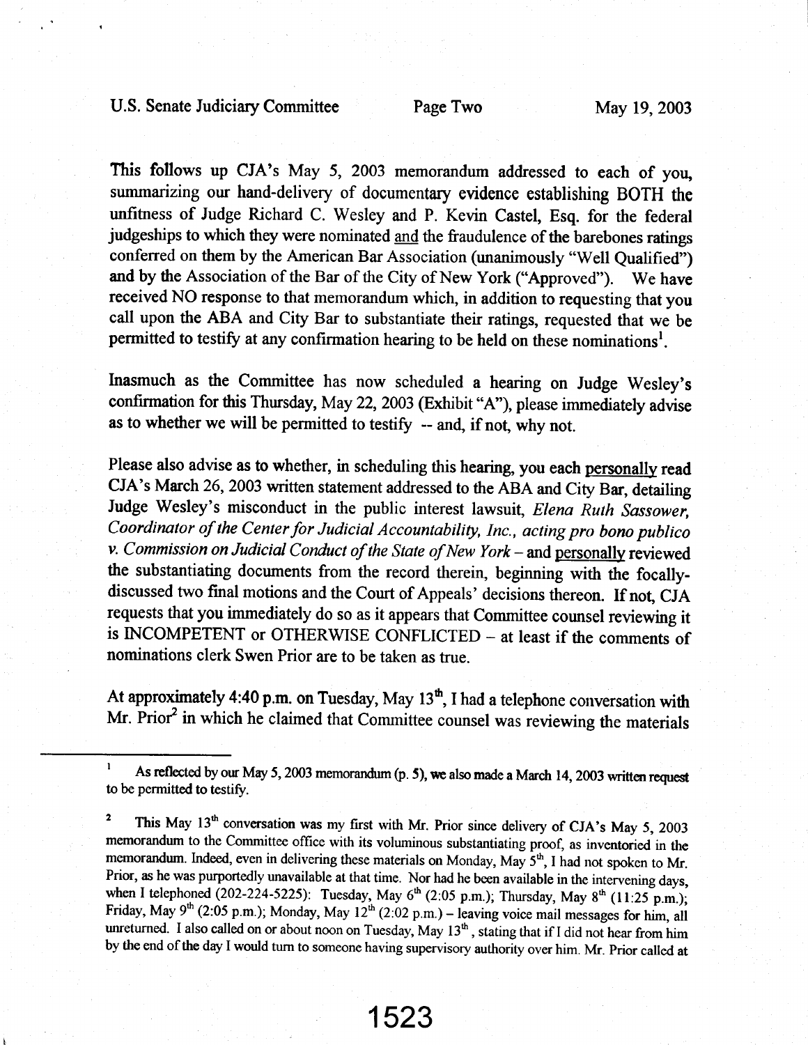This follows up CJA's May 5, 2003 memorandum addressed to each of you, summarizing our hand-delivery of documentary evidence establishing BOTH the unfitness of Judge Richard C. Wesley and P. Kevin Castel, Esq. for the federal judgeships to which they were nominated and the fraudulence of the barebones ratings conferred on them by the American Bar Association (unanimously "Well Qualified") and by the Association of the Bar of the City of New York ("Approved"). We have received NO response to that memorandum which, in addition to requesting that you call upon the ABA and City Bar to substantiate their ratings, requested that we be permitted to testify at any confirmation hearing to be held on these nominations[1].

Inasmuch as the Committee has now scheduled a hearing on Judge Wesley's confirmation for this Thursday, May 22, 2003 (Exhibit "A"), please immediately advise as to whether we will be permitted to testify -- and, if not, why not.

Please also advise as to whether, in scheduling this hearing, you each personally read CJA's March 26, 2003 written statement addressed to the ABA and City Bar, detailing Judge Wesley's misconduct in the public interest lawsuit, *Elena Ruth Sassower, Coordinator of the Center for Judicial Accountability, Inc., acting pro bono publico v. Commission on Judicial Conduct of the State of New York* – and personally reviewed the substantiating documents from the record therein, beginning with the focally-discussed two final motions and the Court of Appeals' decisions thereon. If not, CJA requests that you immediately do so as it appears that Committee counsel reviewing it is INCOMPETENT or OTHERWISE CONFLICTED – at least if the comments of nominations clerk Swen Prior are to be taken as true.

At approximately 4:40 p.m. on Tuesday, May 13th, I had a telephone conversation with Mr. Prior[2] in which he claimed that Committee counsel was reviewing the materials

---

[1] As reflected by our May 5, 2003 memorandum (p. 5), we also made a March 14, 2003 written request to be permitted to testify.

[2] This May 13th conversation was my first with Mr. Prior since delivery of CJA's May 5, 2003 memorandum to the Committee office with its voluminous substantiating proof, as inventoried in the memorandum. Indeed, even in delivering these materials on Monday, May 5th, I had not spoken to Mr. Prior, as he was purportedly unavailable at that time. Nor had he been available in the intervening days, when I telephoned (202-224-5225): Tuesday, May 6th (2:05 p.m.); Thursday, May 8th (11:25 p.m.); Friday, May 9th (2:05 p.m.); Monday, May 12th (2:02 p.m.) – leaving voice mail messages for him, all unreturned. I also called on or about noon on Tuesday, May 13th, stating that if I did not hear from him by the end of the day I would turn to someone having supervisory authority over him. Mr. Prior called at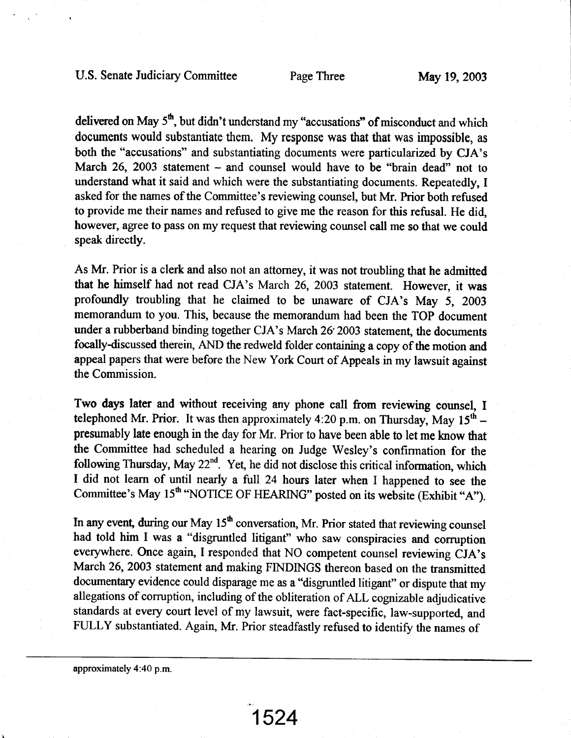delivered on May 5th, but didn't understand my "accusations" of misconduct and which documents would substantiate them. My response was that that was impossible, as both the "accusations" and substantiating documents were particularized by CJA's March 26, 2003 statement – and counsel would have to be "brain dead" not to understand what it said and which were the substantiating documents. Repeatedly, I asked for the names of the Committee's reviewing counsel, but Mr. Prior both refused to provide me their names and refused to give me the reason for this refusal. He did, however, agree to pass on my request that reviewing counsel call me so that we could speak directly.

As Mr. Prior is a clerk and also not an attorney, it was not troubling that he admitted that he himself had not read CJA's March 26, 2003 statement. However, it was profoundly troubling that he claimed to be unaware of CJA's May 5, 2003 memorandum to you. This, because the memorandum had been the TOP document under a rubberband binding together CJA's March 26, 2003 statement, the documents focally-discussed therein, AND the redweld folder containing a copy of the motion and appeal papers that were before the New York Court of Appeals in my lawsuit against the Commission.

Two days later and without receiving any phone call from reviewing counsel, I telephoned Mr. Prior. It was then approximately 4:20 p.m. on Thursday, May 15th – presumably late enough in the day for Mr. Prior to have been able to let me know that the Committee had scheduled a hearing on Judge Wesley's confirmation for the following Thursday, May 22nd. Yet, he did not disclose this critical information, which I did not learn of until nearly a full 24 hours later when I happened to see the Committee's May 15th "NOTICE OF HEARING" posted on its website (Exhibit "A").

In any event, during our May 15th conversation, Mr. Prior stated that reviewing counsel had told him I was a "disgruntled litigant" who saw conspiracies and corruption everywhere. Once again, I responded that NO competent counsel reviewing CJA's March 26, 2003 statement and making FINDINGS thereon based on the transmitted documentary evidence could disparage me as a "disgruntled litigant" or dispute that my allegations of corruption, including of the obliteration of ALL cognizable adjudicative standards at every court level of my lawsuit, were fact-specific, law-supported, and FULLY substantiated. Again, Mr. Prior steadfastly refused to identify the names of

---

approximately 4:40 p.m.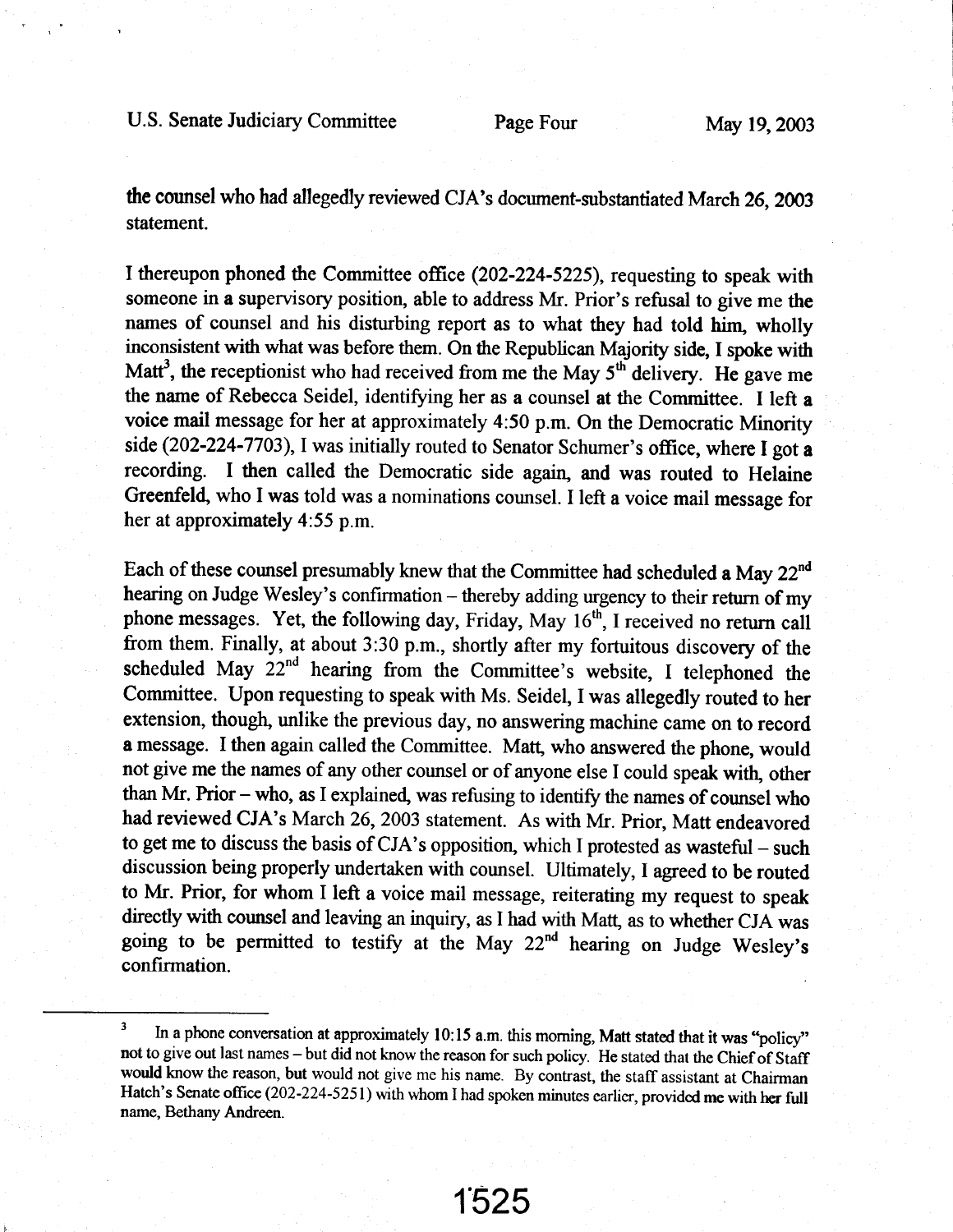the counsel who had allegedly reviewed CJA's document-substantiated March 26, 2003 statement.

I thereupon phoned the Committee office (202-224-5225), requesting to speak with someone in a supervisory position, able to address Mr. Prior's refusal to give me the names of counsel and his disturbing report as to what they had told him, wholly inconsistent with what was before them. On the Republican Majority side, I spoke with Matt[3], the receptionist who had received from me the May 5th delivery. He gave me the name of Rebecca Seidel, identifying her as a counsel at the Committee. I left a voice mail message for her at approximately 4:50 p.m. On the Democratic Minority side (202-224-7703), I was initially routed to Senator Schumer's office, where I got a recording. I then called the Democratic side again, and was routed to Helaine Greenfeld, who I was told was a nominations counsel. I left a voice mail message for her at approximately 4:55 p.m.

Each of these counsel presumably knew that the Committee had scheduled a May 22nd hearing on Judge Wesley's confirmation – thereby adding urgency to their return of my phone messages. Yet, the following day, Friday, May 16th, I received no return call from them. Finally, at about 3:30 p.m., shortly after my fortuitous discovery of the scheduled May 22nd hearing from the Committee's website, I telephoned the Committee. Upon requesting to speak with Ms. Seidel, I was allegedly routed to her extension, though, unlike the previous day, no answering machine came on to record a message. I then again called the Committee. Matt, who answered the phone, would not give me the names of any other counsel or of anyone else I could speak with, other than Mr. Prior – who, as I explained, was refusing to identify the names of counsel who had reviewed CJA's March 26, 2003 statement. As with Mr. Prior, Matt endeavored to get me to discuss the basis of CJA's opposition, which I protested as wasteful – such discussion being properly undertaken with counsel. Ultimately, I agreed to be routed to Mr. Prior, for whom I left a voice mail message, reiterating my request to speak directly with counsel and leaving an inquiry, as I had with Matt, as to whether CJA was going to be permitted to testify at the May 22nd hearing on Judge Wesley's confirmation.

---

[3] In a phone conversation at approximately 10:15 a.m. this morning, Matt stated that it was "policy" not to give out last names – but did not know the reason for such policy. He stated that the Chief of Staff would know the reason, but would not give me his name. By contrast, the staff assistant at Chairman Hatch's Senate office (202-224-5251) with whom I had spoken minutes earlier, provided me with her full name, Bethany Andreen.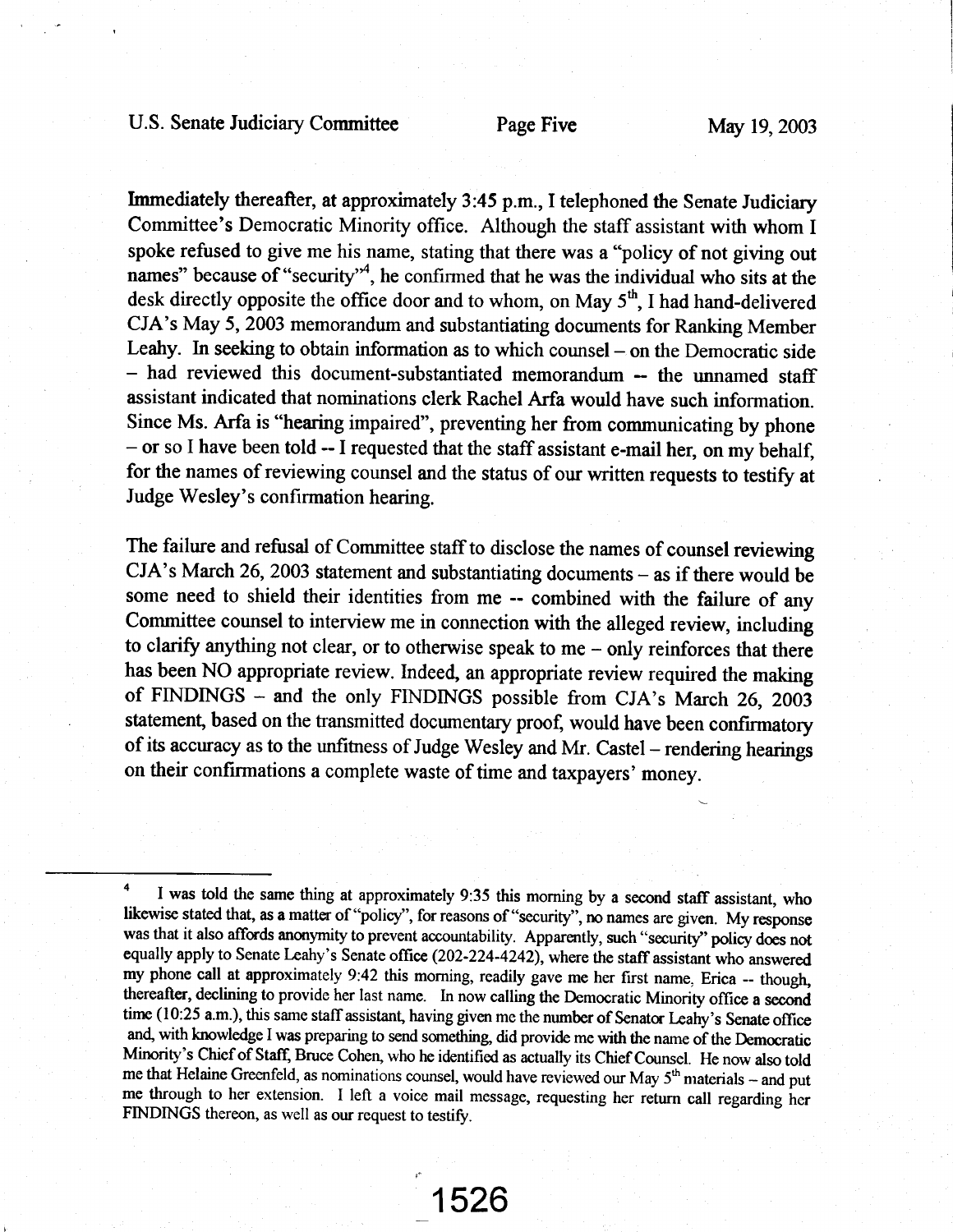Immediately thereafter, at approximately 3:45 p.m., I telephoned the Senate Judiciary Committee's Democratic Minority office. Although the staff assistant with whom I spoke refused to give me his name, stating that there was a "policy of not giving out names" because of "security"[4], he confirmed that he was the individual who sits at the desk directly opposite the office door and to whom, on May 5th, I had hand-delivered CJA's May 5, 2003 memorandum and substantiating documents for Ranking Member Leahy. In seeking to obtain information as to which counsel – on the Democratic side – had reviewed this document-substantiated memorandum -- the unnamed staff assistant indicated that nominations clerk Rachel Arfa would have such information. Since Ms. Arfa is "hearing impaired", preventing her from communicating by phone – or so I have been told -- I requested that the staff assistant e-mail her, on my behalf, for the names of reviewing counsel and the status of our written requests to testify at Judge Wesley's confirmation hearing.

The failure and refusal of Committee staff to disclose the names of counsel reviewing CJA's March 26, 2003 statement and substantiating documents – as if there would be some need to shield their identities from me -- combined with the failure of any Committee counsel to interview me in connection with the alleged review, including to clarify anything not clear, or to otherwise speak to me – only reinforces that there has been NO appropriate review. Indeed, an appropriate review required the making of FINDINGS – and the only FINDINGS possible from CJA's March 26, 2003 statement, based on the transmitted documentary proof, would have been confirmatory of its accuracy as to the unfitness of Judge Wesley and Mr. Castel – rendering hearings on their confirmations a complete waste of time and taxpayers' money.

---

[4] I was told the same thing at approximately 9:35 this morning by a second staff assistant, who likewise stated that, as a matter of "policy", for reasons of "security", no names are given. My response was that it also affords anonymity to prevent accountability. Apparently, such "security" policy does not equally apply to Senate Leahy's Senate office (202-224-4242), where the staff assistant who answered my phone call at approximately 9:42 this morning, readily gave me her first name, Erica -- though, thereafter, declining to provide her last name. In now calling the Democratic Minority office a second time (10:25 a.m.), this same staff assistant, having given me the number of Senator Leahy's Senate office and, with knowledge I was preparing to send something, did provide me with the name of the Democratic Minority's Chief of Staff, Bruce Cohen, who he identified as actually its Chief Counsel. He now also told me that Helaine Greenfeld, as nominations counsel, would have reviewed our May 5th materials – and put me through to her extension. I left a voice mail message, requesting her return call regarding her FINDINGS thereon, as well as our request to testify.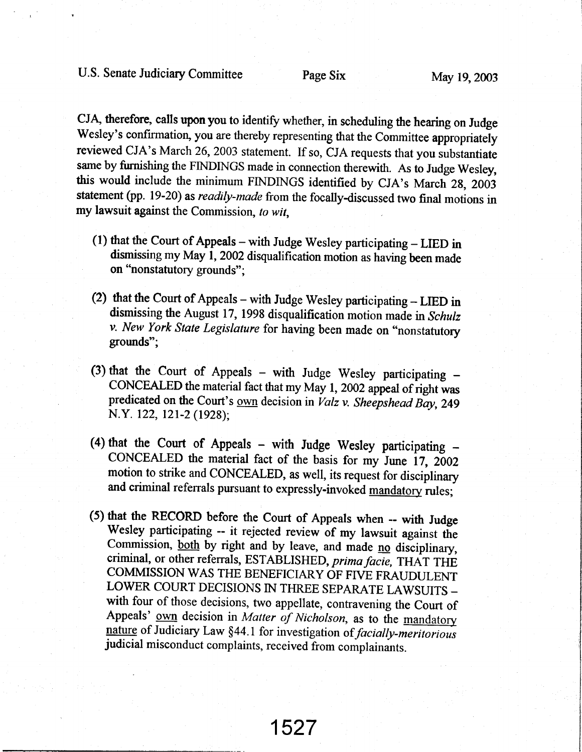CJA, therefore, calls upon you to identify whether, in scheduling the hearing on Judge Wesley's confirmation, you are thereby representing that the Committee appropriately reviewed CJA's March 26, 2003 statement. If so, CJA requests that you substantiate same by furnishing the FINDINGS made in connection therewith. As to Judge Wesley, this would include the minimum FINDINGS identified by CJA's March 28, 2003 statement (pp. 19-20) as *readily-made* from the focally-discussed two final motions in my lawsuit against the Commission, *to wit*,

(1) that the Court of Appeals – with Judge Wesley participating – LIED in dismissing my May 1, 2002 disqualification motion as having been made on "nonstatutory grounds";

(2) that the Court of Appeals – with Judge Wesley participating – LIED in dismissing the August 17, 1998 disqualification motion made in *Schulz v. New York State Legislature* for having been made on "nonstatutory grounds";

(3) that the Court of Appeals – with Judge Wesley participating – CONCEALED the material fact that my May 1, 2002 appeal of right was predicated on the Court's <u>own</u> decision in *Valz v. Sheepshead Bay*, 249 N.Y. 122, 121-2 (1928);

(4) that the Court of Appeals – with Judge Wesley participating – CONCEALED the material fact of the basis for my June 17, 2002 motion to strike and CONCEALED, as well, its request for disciplinary and criminal referrals pursuant to expressly-invoked <u>mandatory</u> rules;

(5) that the RECORD before the Court of Appeals when -- with Judge Wesley participating -- it rejected review of my lawsuit against the Commission, <u>both</u> by right and by leave, and made <u>no</u> disciplinary, criminal, or other referrals, ESTABLISHED, *prima facie*, THAT THE COMMISSION WAS THE BENEFICIARY OF FIVE FRAUDULENT LOWER COURT DECISIONS IN THREE SEPARATE LAWSUITS – with four of those decisions, two appellate, contravening the Court of Appeals' <u>own</u> decision in *Matter of Nicholson*, as to the <u>mandatory nature</u> of Judiciary Law §44.1 for investigation of *facially-meritorious* judicial misconduct complaints, received from complainants.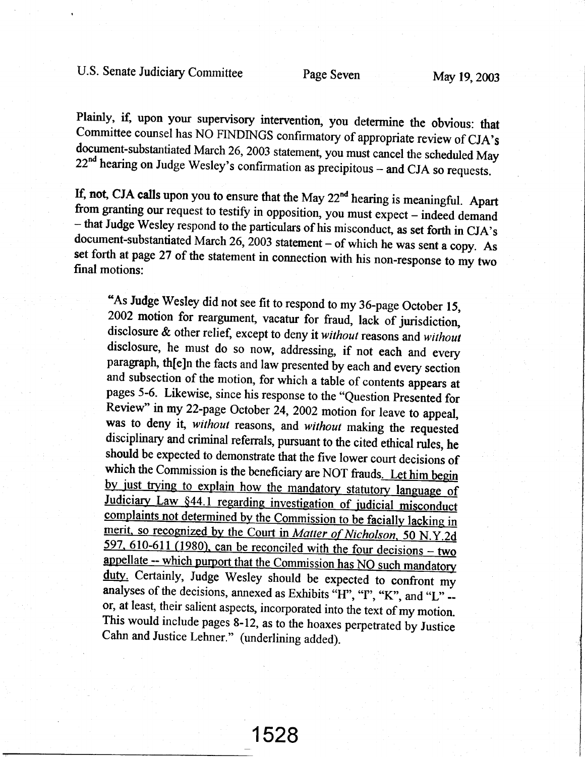Plainly, if, upon your supervisory intervention, you determine the obvious: that Committee counsel has NO FINDINGS confirmatory of appropriate review of CJA's document-substantiated March 26, 2003 statement, you must cancel the scheduled May 22nd hearing on Judge Wesley's confirmation as precipitous – and CJA so requests.

**If, not, CJA calls** upon you to ensure that the May 22nd hearing is meaningful. Apart from granting our request to testify in opposition, you must expect – indeed demand – that Judge Wesley respond to the particulars of his misconduct, as set forth in CJA's document-substantiated March 26, 2003 statement – of which he was sent a copy. As set forth at page 27 of the statement in connection with his non-response to my two final motions:

> "As Judge Wesley did not see fit to respond to my 36-page October 15, 2002 motion for reargument, vacatur for fraud, lack of jurisdiction, disclosure & other relief, except to deny it *without* reasons and *without* disclosure, he must do so now, addressing, if not each and every paragraph, th[e]n the facts and law presented by each and every section and subsection of the motion, for which a table of contents appears at pages 5-6. Likewise, since his response to the "Question Presented for Review" in my 22-page October 24, 2002 motion for leave to appeal, was to deny it, *without* reasons, and *without* making the requested disciplinary and criminal referrals, pursuant to the cited ethical rules, he should be expected to demonstrate that the five lower court decisions of which the Commission is the beneficiary are NOT frauds. <u>Let him begin by just trying to explain how the mandatory statutory language of Judiciary Law §44.1 regarding investigation of judicial misconduct complaints not determined by the Commission to be facially lacking in merit, so recognized by the Court in *Matter of Nicholson*, 50 N.Y.2d 597, 610-611 (1980), can be reconciled with the four decisions – two appellate -- which purport that the Commission has NO such mandatory duty.</u> Certainly, Judge Wesley should be expected to confront my analyses of the decisions, annexed as Exhibits "H", "I", "K", and "L" -- or, at least, their salient aspects, incorporated into the text of my motion. This would include pages 8-12, as to the hoaxes perpetrated by Justice Cahn and Justice Lehner." (underlining added).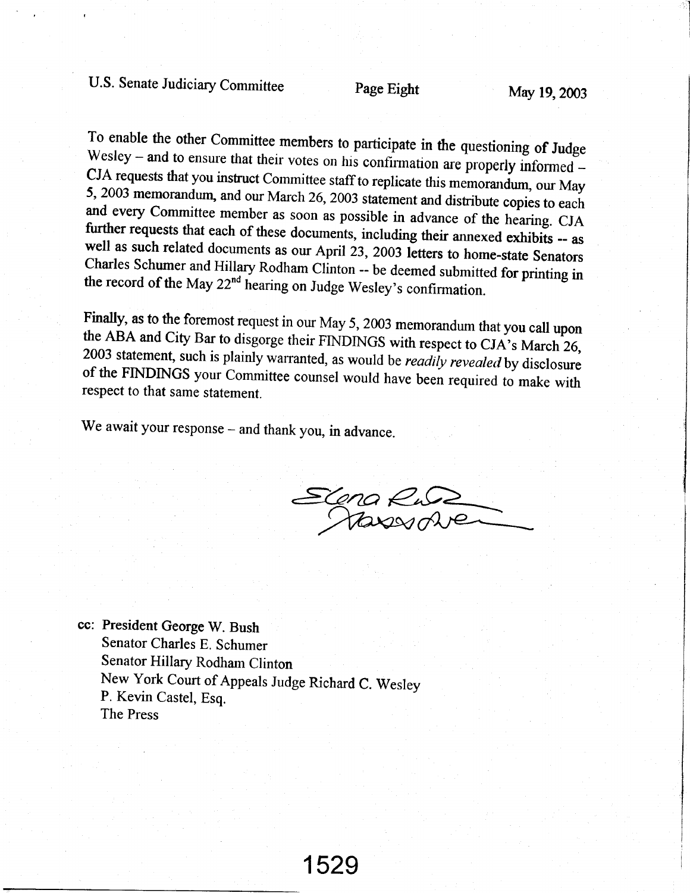To enable the other Committee members to participate in the questioning of Judge Wesley – and to ensure that their votes on his confirmation are properly informed – CJA requests that you instruct Committee staff to replicate this memorandum, our May 5, 2003 memorandum, and our March 26, 2003 statement and distribute copies to each and every Committee member as soon as possible in advance of the hearing. CJA further requests that each of these documents, including their annexed exhibits -- as well as such related documents as our April 23, 2003 letters to home-state Senators Charles Schumer and Hillary Rodham Clinton -- be deemed submitted for printing in the record of the May 22nd hearing on Judge Wesley's confirmation.

Finally, as to the foremost request in our May 5, 2003 memorandum that you call upon the ABA and City Bar to disgorge their FINDINGS with respect to CJA's March 26, 2003 statement, such is plainly warranted, as would be *readily revealed* by disclosure of the FINDINGS your Committee counsel would have been required to make with respect to that same statement.

We await your response – and thank you, in advance.

Elena Ruth Sassower

cc: President George W. Bush
Senator Charles E. Schumer
Senator Hillary Rodham Clinton
New York Court of Appeals Judge Richard C. Wesley
P. Kevin Castel, Esq.
The Press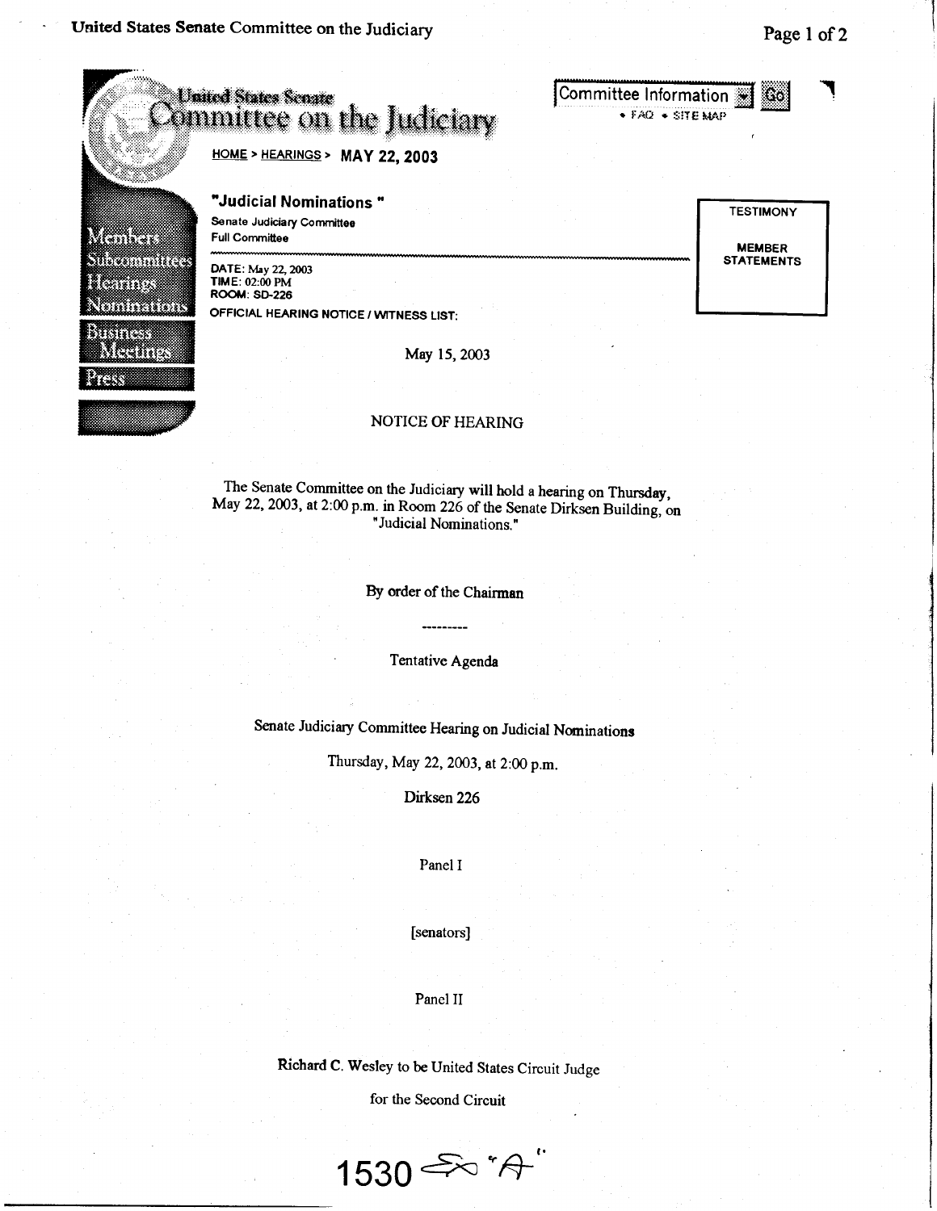United States Senate Committee on the Judiciary

Committee Information Go

• FAQ • SITE MAP

HOME > HEARINGS > **MAY 22, 2003**

Members
Subcommittees
Hearings
Nominations
Business Meetings
Press

## "Judicial Nominations "

Senate Judiciary Committee
Full Committee

DATE: May 22, 2003
TIME: 02:00 PM
ROOM: SD-226

OFFICIAL HEARING NOTICE / WITNESS LIST:

TESTIMONY

MEMBER STATEMENTS

May 15, 2003

NOTICE OF HEARING

The Senate Committee on the Judiciary will hold a hearing on Thursday, May 22, 2003, at 2:00 p.m. in Room 226 of the Senate Dirksen Building, on "Judicial Nominations."

By order of the Chairman

---------

Tentative Agenda

Senate Judiciary Committee Hearing on Judicial Nominations

Thursday, May 22, 2003, at 2:00 p.m.

Dirksen 226

Panel I

[senators]

Panel II

Richard C. Wesley to be United States Circuit Judge

for the Second Circuit

1530 Ex "A"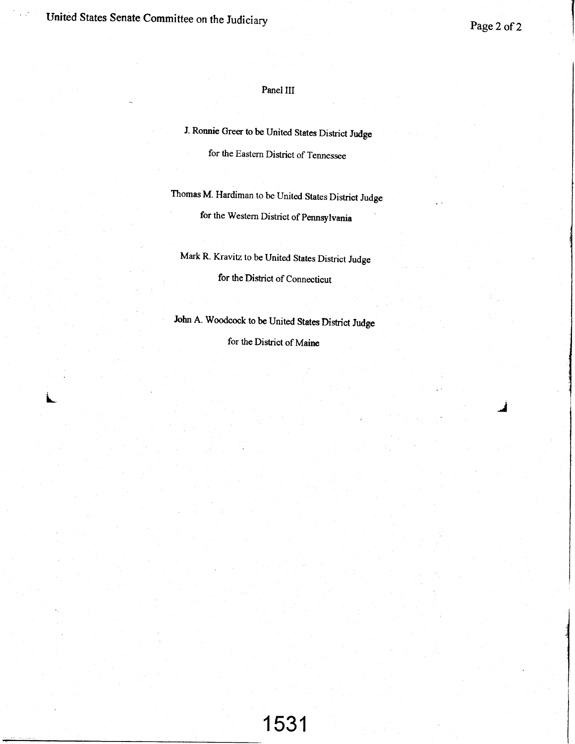Panel III

J. Ronnie Greer to be United States District Judge

for the Eastern District of Tennessee

Thomas M. Hardiman to be United States District Judge

for the Western District of Pennsylvania

Mark R. Kravitz to be United States District Judge

for the District of Connecticut

John A. Woodcock to be United States District Judge

for the District of Maine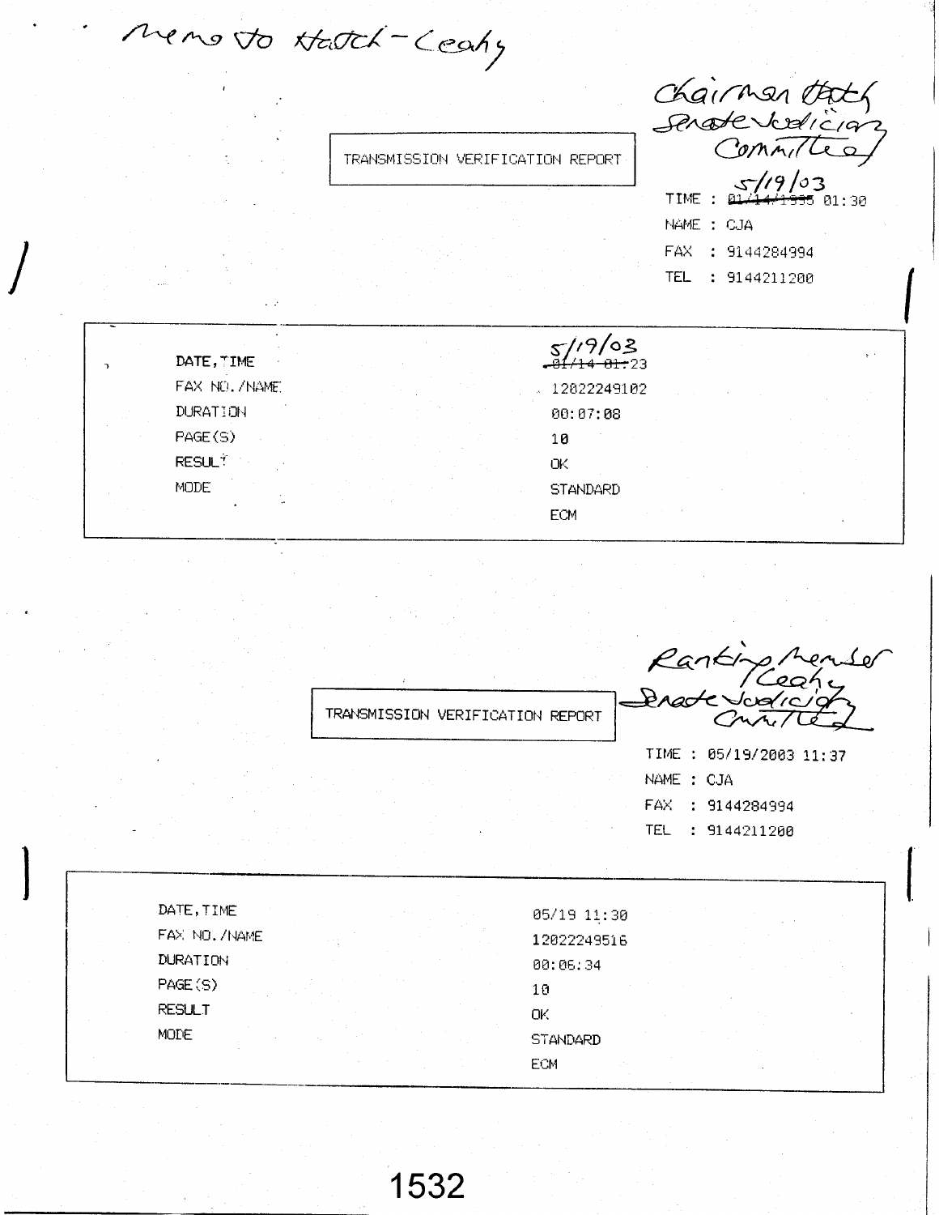Memo to Hatch-Leahy

Chairman Hatch
Senate Judiciary
Committee

TRANSMISSION VERIFICATION REPORT

TIME : ~~01/14/1995~~ 5/19/03 01:30
NAME : CJA
FAX : 9144284994
TEL : 9144211200

| | |
|---|---|
| DATE,TIME | ~~01/14 01:23~~ 5/19/03 |
| FAX NO./NAME | 12022249102 |
| DURATION | 00:07:08 |
| PAGE(S) | 10 |
| RESULT | OK |
| MODE | STANDARD |
| | ECM |

Ranking Member
Leahy
Senate Judiciary
Committee

TRANSMISSION VERIFICATION REPORT

TIME : 05/19/2003 11:37
NAME : CJA
FAX : 9144284994
TEL : 9144211200

| | |
|---|---|
| DATE,TIME | 05/19 11:30 |
| FAX NO./NAME | 12022249516 |
| DURATION | 00:06:34 |
| PAGE(S) | 10 |
| RESULT | OK |
| MODE | STANDARD |
| | ECM |

1532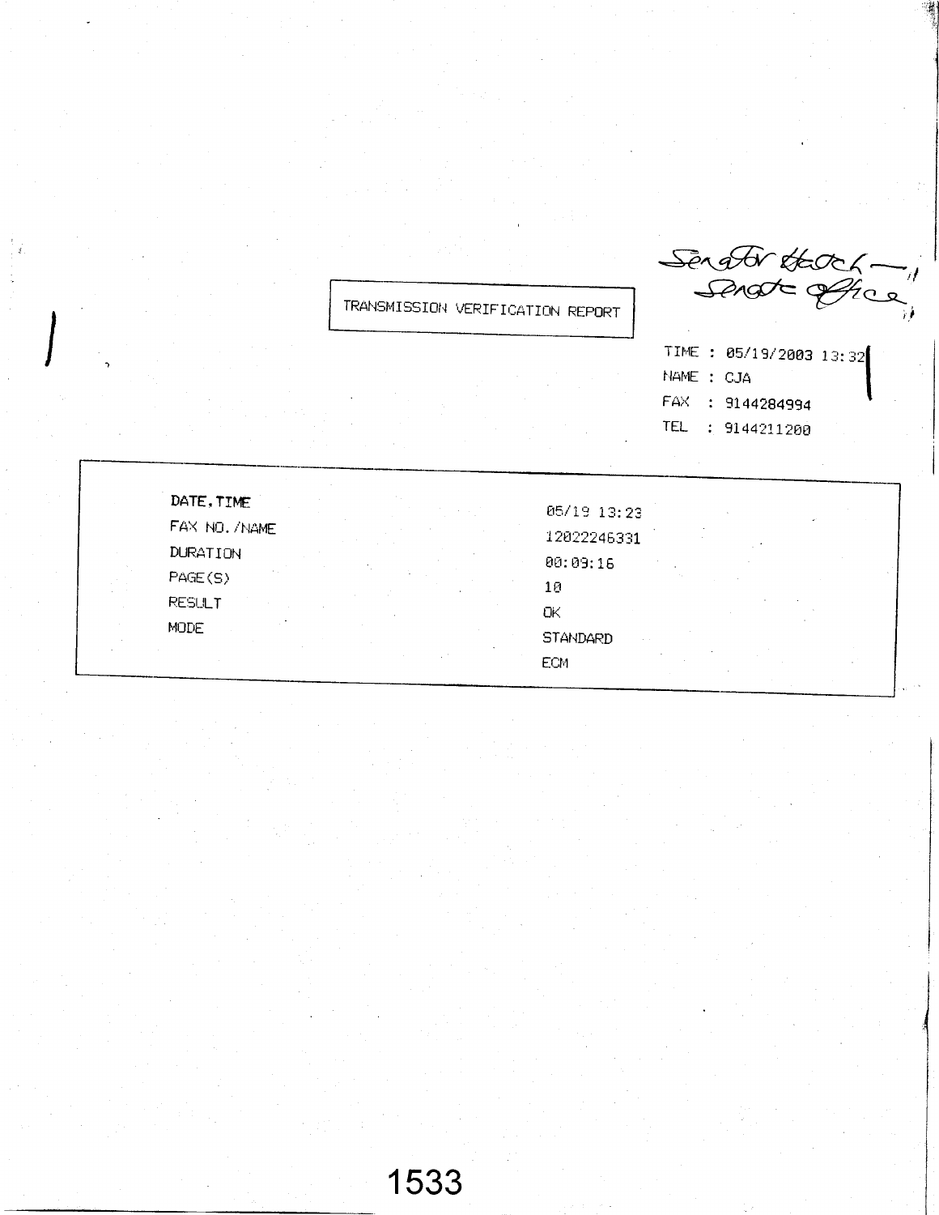Senator Hatch — Senate Office

TRANSMISSION VERIFICATION REPORT

TIME : 05/19/2003 13:32
NAME : CJA
FAX : 9144284994
TEL : 9144211200

| | |
|---|---|
| DATE,TIME | 05/19 13:23 |
| FAX NO./NAME | 12022246331 |
| DURATION | 00:09:16 |
| PAGE(S) | 10 |
| RESULT | OK |
| MODE | STANDARD<br>ECM |

1533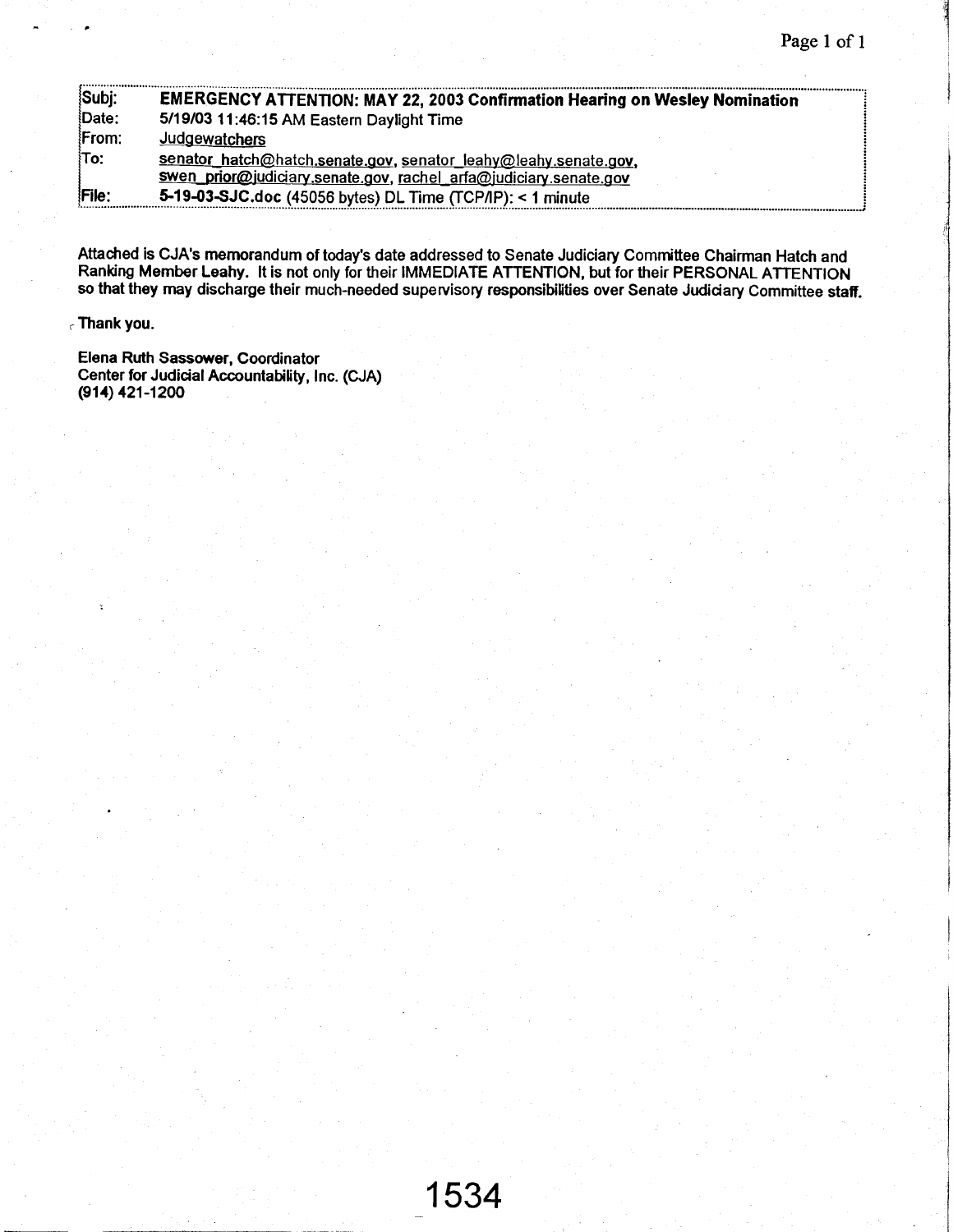| | |
|---|---|
| Subj: | **EMERGENCY ATTENTION: MAY 22, 2003 Confirmation Hearing on Wesley Nomination** |
| Date: | 5/19/03 11:46:15 AM Eastern Daylight Time |
| From: | Judgewatchers |
| To: | senator_hatch@hatch.senate.gov, senator_leahy@leahy.senate.gov, swen_prior@judiciary.senate.gov, rachel_arfa@judiciary.senate.gov |
| File: | **5-19-03-SJC.doc** (45056 bytes) DL Time (TCP/IP): < 1 minute |

**Attached is CJA's memorandum of today's date addressed to Senate Judiciary Committee Chairman Hatch and Ranking Member Leahy.** It is not only for their IMMEDIATE ATTENTION, but for their PERSONAL ATTENTION so that they may discharge their much-needed supervisory responsibilities over Senate Judiciary Committee staff.

**Thank you.**

**Elena Ruth Sassower, Coordinator**
**Center for Judicial Accountability, Inc. (CJA)**
**(914) 421-1200**